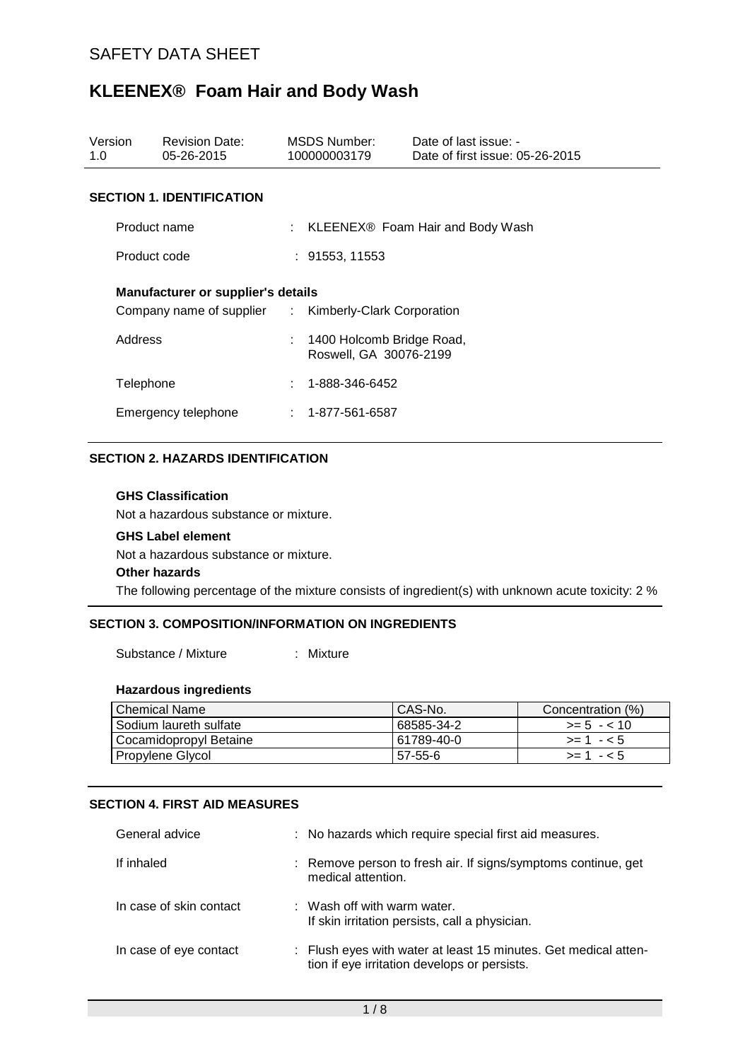# SAFETY DATA SHEET

## KLEENEX® Foam Hair and Body Wash

| Version | Revision Date: | MSDS Number: | Date of last issue: - |
|---|---|---|---|
| 1.0 | 05-26-2015 | 100000003179 | Date of first issue: 05-26-2015 |

### SECTION 1. IDENTIFICATION

Product name : KLEENEX® Foam Hair and Body Wash

Product code : 91553, 11553

**Manufacturer or supplier's details**

Company name of supplier : Kimberly-Clark Corporation

Address : 1400 Holcomb Bridge Road, Roswell, GA 30076-2199

Telephone : 1-888-346-6452

Emergency telephone : 1-877-561-6587

### SECTION 2. HAZARDS IDENTIFICATION

**GHS Classification**

Not a hazardous substance or mixture.

**GHS Label element**

Not a hazardous substance or mixture.

**Other hazards**

The following percentage of the mixture consists of ingredient(s) with unknown acute toxicity: 2 %

### SECTION 3. COMPOSITION/INFORMATION ON INGREDIENTS

Substance / Mixture : Mixture

**Hazardous ingredients**

| Chemical Name | CAS-No. | Concentration (%) |
|---|---|---|
| Sodium laureth sulfate | 68585-34-2 | >= 5 - < 10 |
| Cocamidopropyl Betaine | 61789-40-0 | >= 1 - < 5 |
| Propylene Glycol | 57-55-6 | >= 1 - < 5 |

### SECTION 4. FIRST AID MEASURES

General advice : No hazards which require special first aid measures.

If inhaled : Remove person to fresh air. If signs/symptoms continue, get medical attention.

In case of skin contact : Wash off with warm water. If skin irritation persists, call a physician.

In case of eye contact : Flush eyes with water at least 15 minutes. Get medical attention if eye irritation develops or persists.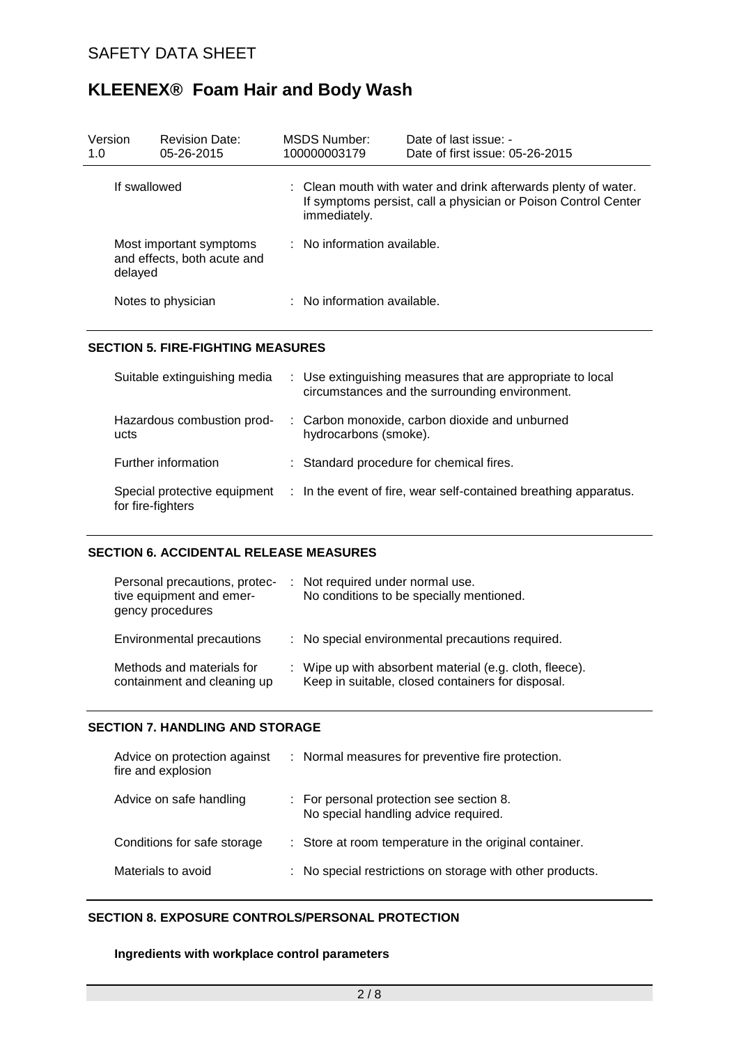| | | | |
|---|---|---|---|
| If swallowed | : | Clean mouth with water and drink afterwards plenty of water. If symptoms persist, call a physician or Poison Control Center immediately. |
| Most important symptoms and effects, both acute and delayed | : | No information available. |
| Notes to physician | : | No information available. |

## SECTION 5. FIRE-FIGHTING MEASURES

| | | |
|---|---|---|
| Suitable extinguishing media | : | Use extinguishing measures that are appropriate to local circumstances and the surrounding environment. |
| Hazardous combustion products | : | Carbon monoxide, carbon dioxide and unburned hydrocarbons (smoke). |
| Further information | : | Standard procedure for chemical fires. |
| Special protective equipment for fire-fighters | : | In the event of fire, wear self-contained breathing apparatus. |

## SECTION 6. ACCIDENTAL RELEASE MEASURES

| | | |
|---|---|---|
| Personal precautions, protective equipment and emergency procedures | : | Not required under normal use. No conditions to be specially mentioned. |
| Environmental precautions | : | No special environmental precautions required. |
| Methods and materials for containment and cleaning up | : | Wipe up with absorbent material (e.g. cloth, fleece). Keep in suitable, closed containers for disposal. |

## SECTION 7. HANDLING AND STORAGE

| | | |
|---|---|---|
| Advice on protection against fire and explosion | : | Normal measures for preventive fire protection. |
| Advice on safe handling | : | For personal protection see section 8. No special handling advice required. |
| Conditions for safe storage | : | Store at room temperature in the original container. |
| Materials to avoid | : | No special restrictions on storage with other products. |

## SECTION 8. EXPOSURE CONTROLS/PERSONAL PROTECTION

**Ingredients with workplace control parameters**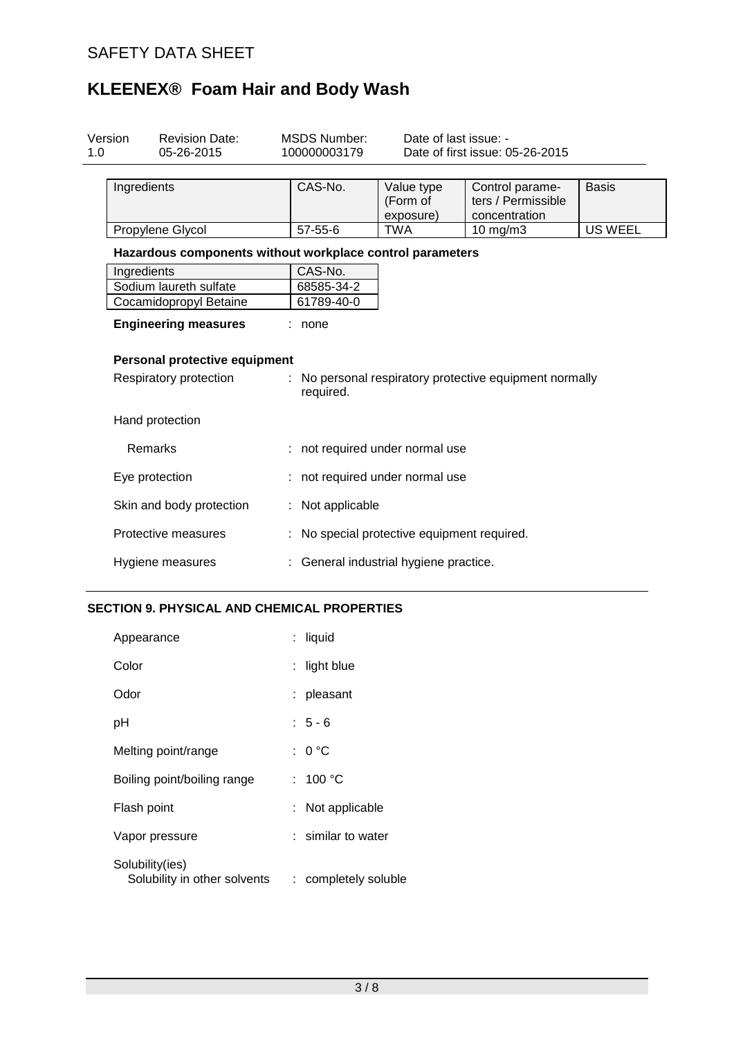| Ingredients | CAS-No. | Value type (Form of exposure) | Control parameters / Permissible concentration | Basis |
|---|---|---|---|---|
| Propylene Glycol | 57-55-6 | TWA | 10 mg/m3 | US WEEL |

**Hazardous components without workplace control parameters**

| Ingredients | CAS-No. |
|---|---|
| Sodium laureth sulfate | 68585-34-2 |
| Cocamidopropyl Betaine | 61789-40-0 |

**Engineering measures** : none

**Personal protective equipment**

Respiratory protection : No personal respiratory protective equipment normally required.

Hand protection

Remarks : not required under normal use

Eye protection : not required under normal use

Skin and body protection : Not applicable

Protective measures : No special protective equipment required.

Hygiene measures : General industrial hygiene practice.

## SECTION 9. PHYSICAL AND CHEMICAL PROPERTIES

Appearance : liquid

Color : light blue

Odor : pleasant

pH : 5 - 6

Melting point/range : 0 °C

Boiling point/boiling range : 100 °C

Flash point : Not applicable

Vapor pressure : similar to water

Solubility(ies)
Solubility in other solvents : completely soluble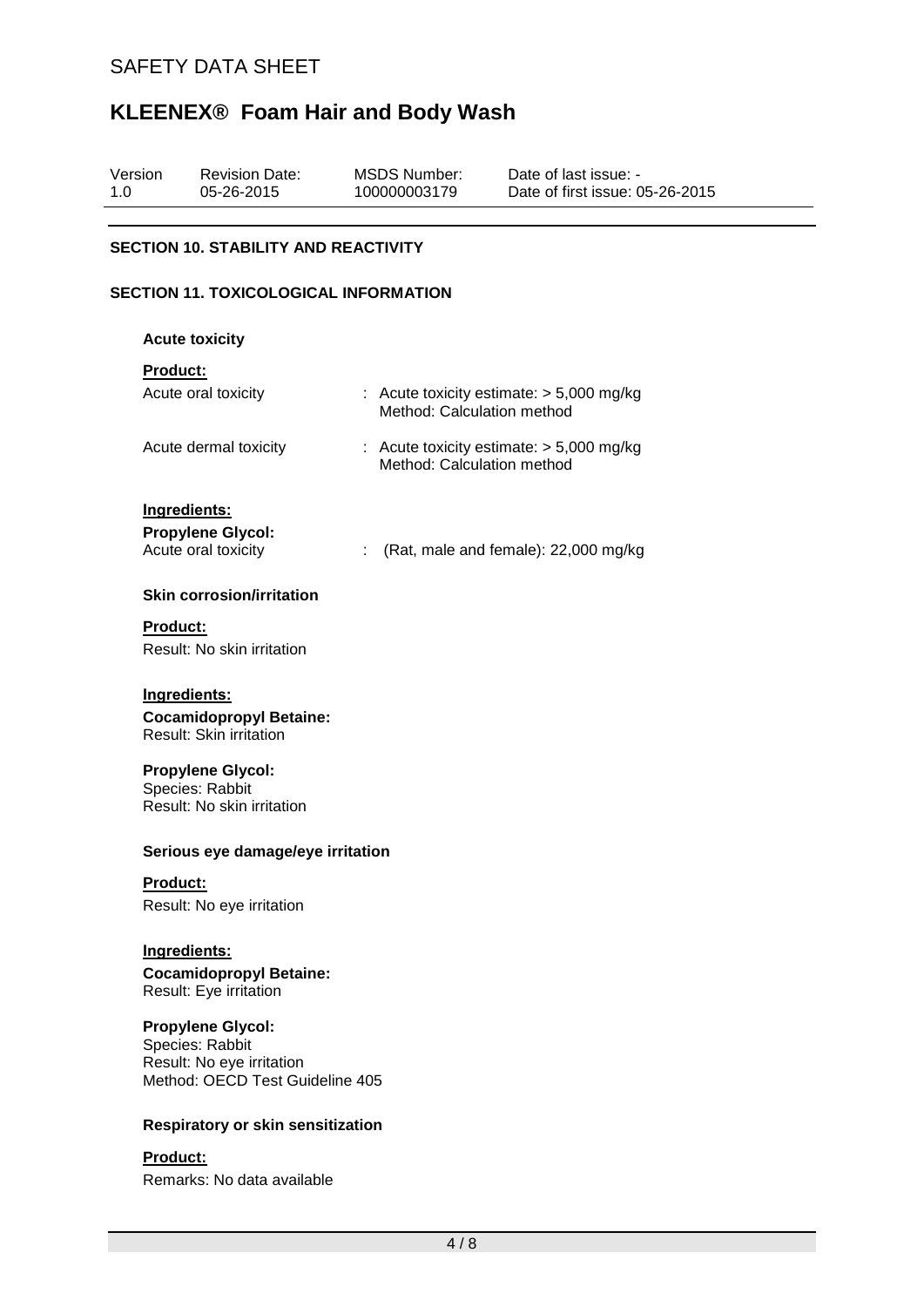## SECTION 10. STABILITY AND REACTIVITY

## SECTION 11. TOXICOLOGICAL INFORMATION

### Acute toxicity

**Product:**

Acute oral toxicity : Acute toxicity estimate: > 5,000 mg/kg
Method: Calculation method

Acute dermal toxicity : Acute toxicity estimate: > 5,000 mg/kg
Method: Calculation method

**Ingredients:**

**Propylene Glycol:**
Acute oral toxicity : (Rat, male and female): 22,000 mg/kg

### Skin corrosion/irritation

**Product:**

Result: No skin irritation

**Ingredients:**

**Cocamidopropyl Betaine:**
Result: Skin irritation

**Propylene Glycol:**
Species: Rabbit
Result: No skin irritation

### Serious eye damage/eye irritation

**Product:**

Result: No eye irritation

**Ingredients:**

**Cocamidopropyl Betaine:**
Result: Eye irritation

**Propylene Glycol:**
Species: Rabbit
Result: No eye irritation
Method: OECD Test Guideline 405

### Respiratory or skin sensitization

**Product:**

Remarks: No data available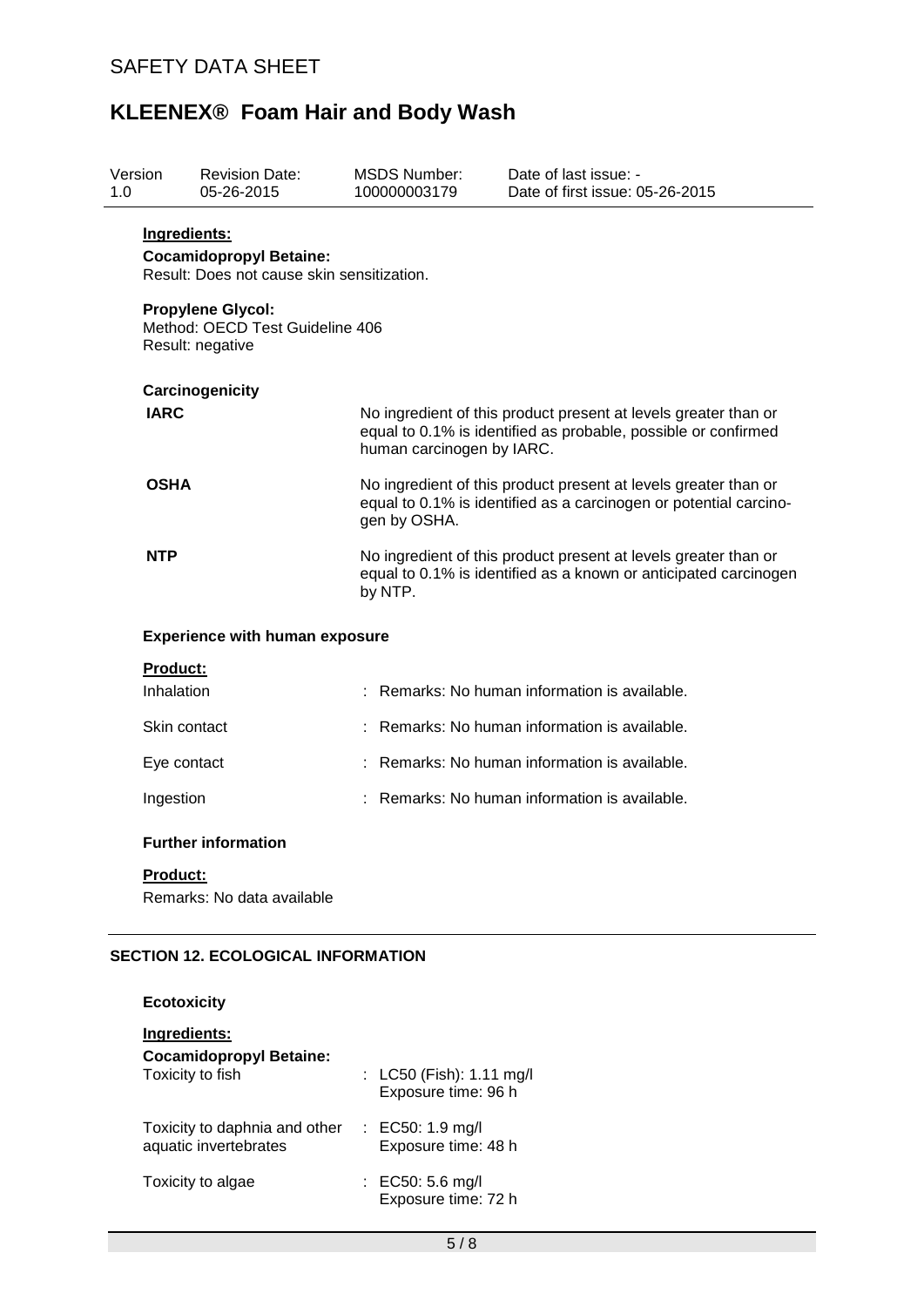**Ingredients:**

**Cocamidopropyl Betaine:**
Result: Does not cause skin sensitization.

**Propylene Glycol:**
Method: OECD Test Guideline 406
Result: negative

**Carcinogenicity**

| | |
|---|---|
| **IARC** | No ingredient of this product present at levels greater than or equal to 0.1% is identified as probable, possible or confirmed human carcinogen by IARC. |
| **OSHA** | No ingredient of this product present at levels greater than or equal to 0.1% is identified as a carcinogen or potential carcinogen by OSHA. |
| **NTP** | No ingredient of this product present at levels greater than or equal to 0.1% is identified as a known or anticipated carcinogen by NTP. |

**Experience with human exposure**

**Product:**

| | |
|---|---|
| Inhalation | : Remarks: No human information is available. |
| Skin contact | : Remarks: No human information is available. |
| Eye contact | : Remarks: No human information is available. |
| Ingestion | : Remarks: No human information is available. |

**Further information**

**Product:**
Remarks: No data available

## SECTION 12. ECOLOGICAL INFORMATION

**Ecotoxicity**

**Ingredients:**

**Cocamidopropyl Betaine:**

| | |
|---|---|
| Toxicity to fish | : LC50 (Fish): 1.11 mg/l<br>Exposure time: 96 h |
| Toxicity to daphnia and other aquatic invertebrates | : EC50: 1.9 mg/l<br>Exposure time: 48 h |
| Toxicity to algae | : EC50: 5.6 mg/l<br>Exposure time: 72 h |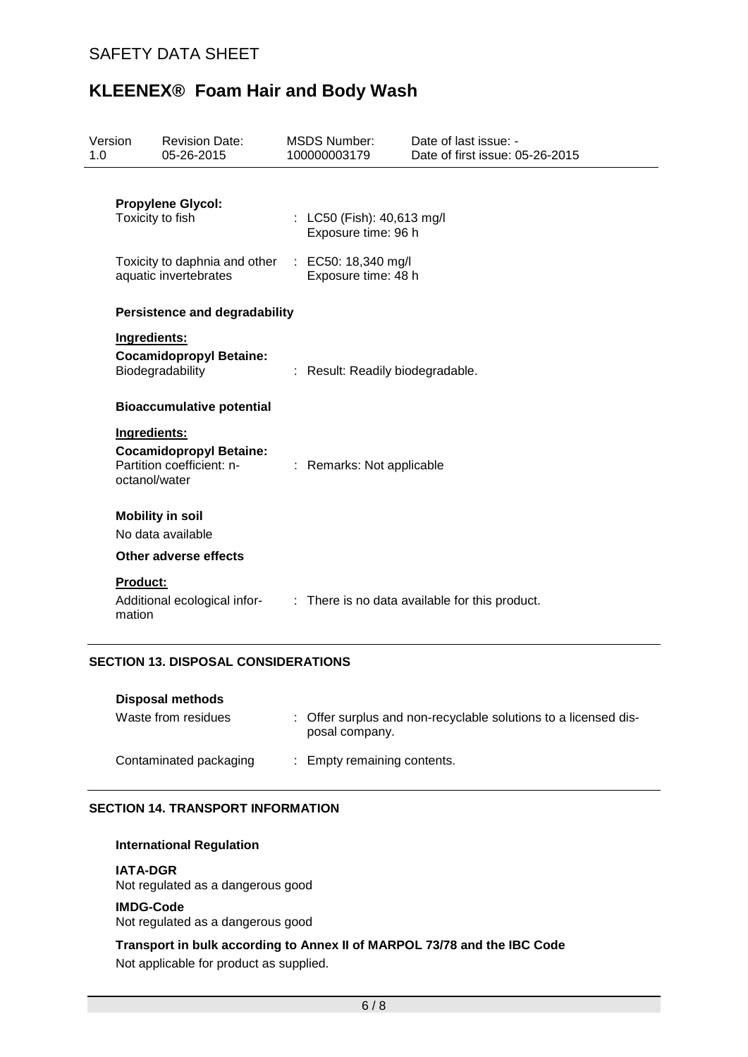**Propylene Glycol:**

Toxicity to fish : LC50 (Fish): 40,613 mg/l
Exposure time: 96 h

Toxicity to daphnia and other aquatic invertebrates : EC50: 18,340 mg/l
Exposure time: 48 h

**Persistence and degradability**

**Ingredients:**

**Cocamidopropyl Betaine:**

Biodegradability : Result: Readily biodegradable.

**Bioaccumulative potential**

**Ingredients:**

**Cocamidopropyl Betaine:**

Partition coefficient: n-octanol/water : Remarks: Not applicable

**Mobility in soil**

No data available

**Other adverse effects**

**Product:**

Additional ecological information : There is no data available for this product.

## SECTION 13. DISPOSAL CONSIDERATIONS

**Disposal methods**

Waste from residues : Offer surplus and non-recyclable solutions to a licensed disposal company.

Contaminated packaging : Empty remaining contents.

## SECTION 14. TRANSPORT INFORMATION

**International Regulation**

**IATA-DGR**
Not regulated as a dangerous good

**IMDG-Code**
Not regulated as a dangerous good

**Transport in bulk according to Annex II of MARPOL 73/78 and the IBC Code**

Not applicable for product as supplied.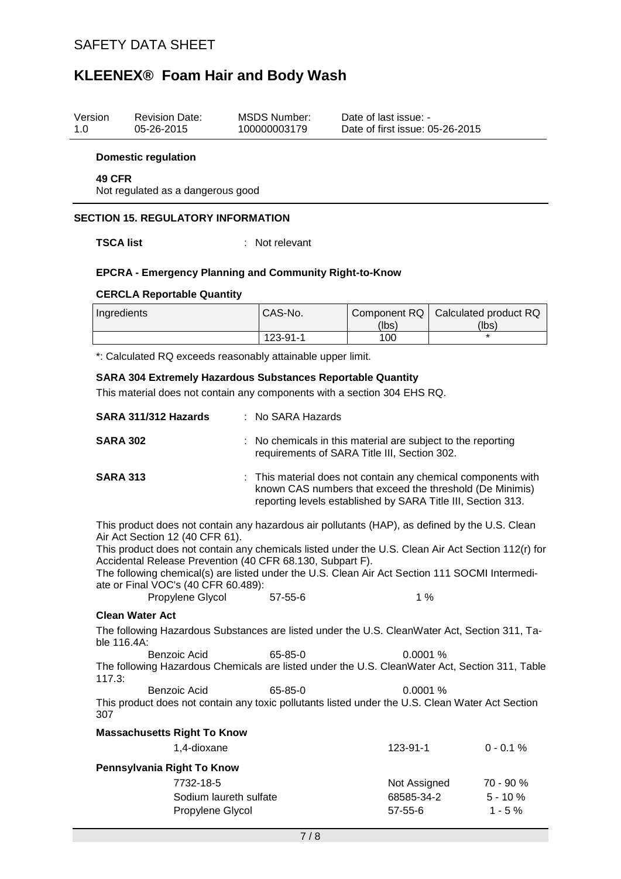# SAFETY DATA SHEET

## KLEENEX® Foam Hair and Body Wash

| Version | Revision Date: | MSDS Number: | Date of last issue: - |
| --- | --- | --- | --- |
| 1.0 | 05-26-2015 | 100000003179 | Date of first issue: 05-26-2015 |

**Domestic regulation**

**49 CFR**
Not regulated as a dangerous good

### SECTION 15. REGULATORY INFORMATION

**TSCA list** : Not relevant

**EPCRA - Emergency Planning and Community Right-to-Know**

**CERCLA Reportable Quantity**

| Ingredients | CAS-No. | Component RQ (lbs) | Calculated product RQ (lbs) |
| --- | --- | --- | --- |
| | 123-91-1 | 100 | * |

*: Calculated RQ exceeds reasonably attainable upper limit.

**SARA 304 Extremely Hazardous Substances Reportable Quantity**

This material does not contain any components with a section 304 EHS RQ.

**SARA 311/312 Hazards** : No SARA Hazards

**SARA 302** : No chemicals in this material are subject to the reporting requirements of SARA Title III, Section 302.

**SARA 313** : This material does not contain any chemical components with known CAS numbers that exceed the threshold (De Minimis) reporting levels established by SARA Title III, Section 313.

This product does not contain any hazardous air pollutants (HAP), as defined by the U.S. Clean Air Act Section 12 (40 CFR 61).
This product does not contain any chemicals listed under the U.S. Clean Air Act Section 112(r) for Accidental Release Prevention (40 CFR 68.130, Subpart F).
The following chemical(s) are listed under the U.S. Clean Air Act Section 111 SOCMI Intermediate or Final VOC's (40 CFR 60.489):

| | | |
| --- | --- | --- |
| Propylene Glycol | 57-55-6 | 1 % |

**Clean Water Act**

The following Hazardous Substances are listed under the U.S. CleanWater Act, Section 311, Table 116.4A:

| | | |
| --- | --- | --- |
| Benzoic Acid | 65-85-0 | 0.0001 % |

The following Hazardous Chemicals are listed under the U.S. CleanWater Act, Section 311, Table 117.3:

| | | |
| --- | --- | --- |
| Benzoic Acid | 65-85-0 | 0.0001 % |

This product does not contain any toxic pollutants listed under the U.S. Clean Water Act Section 307

**Massachusetts Right To Know**

| | | |
| --- | --- | --- |
| 1,4-dioxane | 123-91-1 | 0 - 0.1 % |

**Pennsylvania Right To Know**

| | | |
| --- | --- | --- |
| 7732-18-5 | Not Assigned | 70 - 90 % |
| Sodium laureth sulfate | 68585-34-2 | 5 - 10 % |
| Propylene Glycol | 57-55-6 | 1 - 5 % |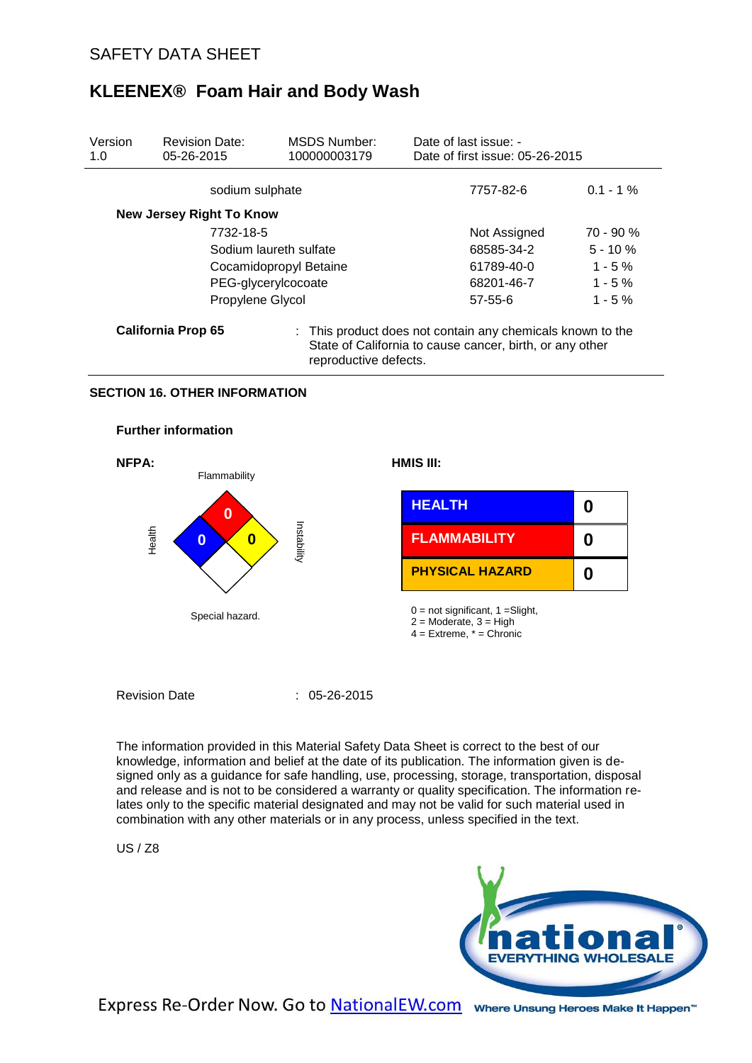| | | |
|---|---|---|
| sodium sulphate | 7757-82-6 | 0.1 - 1 % |

**New Jersey Right To Know**

| | | |
|---|---|---|
| 7732-18-5 | Not Assigned | 70 - 90 % |
| Sodium laureth sulfate | 68585-34-2 | 5 - 10 % |
| Cocamidopropyl Betaine | 61789-40-0 | 1 - 5 % |
| PEG-glycerylcocoate | 68201-46-7 | 1 - 5 % |
| Propylene Glycol | 57-55-6 | 1 - 5 % |

**California Prop 65** : This product does not contain any chemicals known to the State of California to cause cancer, birth, or any other reproductive defects.

## SECTION 16. OTHER INFORMATION

**Further information**

**NFPA:**

Flammability
0
Health
0
Instability
0
Special hazard.

**HMIS III:**

| | |
|---|---|
| HEALTH | 0 |
| FLAMMABILITY | 0 |
| PHYSICAL HAZARD | 0 |

0 = not significant, 1 =Slight,
2 = Moderate, 3 = High
4 = Extreme, * = Chronic

Revision Date : 05-26-2015

The information provided in this Material Safety Data Sheet is correct to the best of our knowledge, information and belief at the date of its publication. The information given is designed only as a guidance for safe handling, use, processing, storage, transportation, disposal and release and is not to be considered a warranty or quality specification. The information relates only to the specific material designated and may not be valid for such material used in combination with any other materials or in any process, unless specified in the text.

US / Z8

national® EVERYTHING WHOLESALE

Express Re-Order Now. Go to NationalEW.com Where Unsung Heroes Make It Happen™